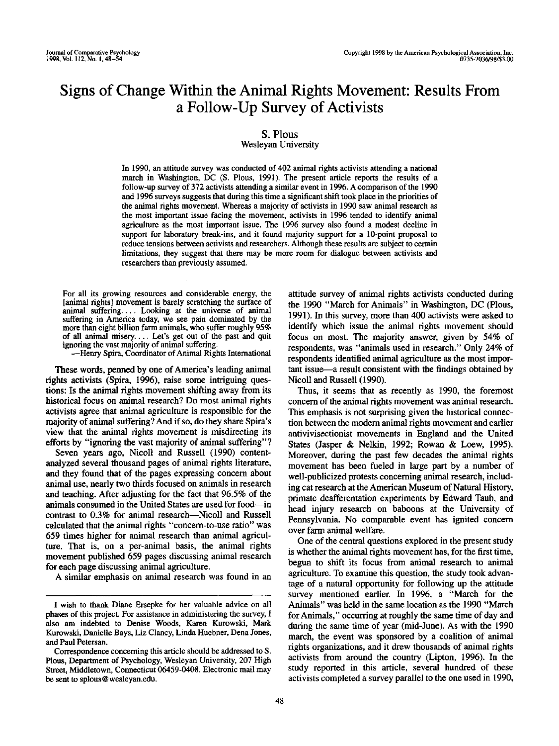# Signs of Change Within the Animal Rights Movement: Results From a Follow-Up Survey of Activists

S. Plous
Wesleyan University

In 1990, an attitude survey was conducted of 402 animal rights activists attending a national march in Washington, DC (S. Plous, 1991). The present article reports the results of a follow-up survey of 372 activists attending a similar event in 1996. A comparison of the 1990 and 1996 surveys suggests that during this time a significant shift took place in the priorities of the animal rights movement. Whereas a majority of activists in 1990 saw animal research as the most important issue facing the movement, activists in 1996 tended to identify animal agriculture as the most important issue. The 1996 survey also found a modest decline in support for laboratory break-ins, and it found majority support for a 10-point proposal to reduce tensions between activists and researchers. Although these results are subject to certain limitations, they suggest that there may be more room for dialogue between activists and researchers than previously assumed.

> For all its growing resources and considerable energy, the [animal rights] movement is barely scratching the surface of animal suffering.... Looking at the universe of animal suffering in America today, we see pain dominated by the more than eight billion farm animals, who suffer roughly 95% of all animal misery.... Let's get out of the past and quit ignoring the vast majority of animal suffering.
>
> —Henry Spira, Coordinator of Animal Rights International

These words, penned by one of America's leading animal rights activists (Spira, 1996), raise some intriguing questions: Is the animal rights movement shifting away from its historical focus on animal research? Do most animal rights activists agree that animal agriculture is responsible for the majority of animal suffering? And if so, do they share Spira's view that the animal rights movement is misdirecting its efforts by "ignoring the vast majority of animal suffering"?

Seven years ago, Nicoll and Russell (1990) content-analyzed several thousand pages of animal rights literature, and they found that of the pages expressing concern about animal use, nearly two thirds focused on animals in research and teaching. After adjusting for the fact that 96.5% of the animals consumed in the United States are used for food—in contrast to 0.3% for animal research—Nicoll and Russell calculated that the animal rights "concern-to-use ratio" was 659 times higher for animal research than animal agriculture. That is, on a per-animal basis, the animal rights movement published 659 pages discussing animal research for each page discussing animal agriculture.

A similar emphasis on animal research was found in an attitude survey of animal rights activists conducted during the 1990 "March for Animals" in Washington, DC (Plous, 1991). In this survey, more than 400 activists were asked to identify which issue the animal rights movement should focus on most. The majority answer, given by 54% of respondents, was "animals used in research." Only 24% of respondents identified animal agriculture as the most important issue—a result consistent with the findings obtained by Nicoll and Russell (1990).

Thus, it seems that as recently as 1990, the foremost concern of the animal rights movement was animal research. This emphasis is not surprising given the historical connection between the modern animal rights movement and earlier antivivisectionist movements in England and the United States (Jasper & Nelkin, 1992; Rowan & Loew, 1995). Moreover, during the past few decades the animal rights movement has been fueled in large part by a number of well-publicized protests concerning animal research, including cat research at the American Museum of Natural History, primate deafferentation experiments by Edward Taub, and head injury research on baboons at the University of Pennsylvania. No comparable event has ignited concern over farm animal welfare.

One of the central questions explored in the present study is whether the animal rights movement has, for the first time, begun to shift its focus from animal research to animal agriculture. To examine this question, the study took advantage of a natural opportunity for following up the attitude survey mentioned earlier. In 1996, a "March for the Animals" was held in the same location as the 1990 "March for Animals," occurring at roughly the same time of day and during the same time of year (mid-June). As with the 1990 march, the event was sponsored by a coalition of animal rights organizations, and it drew thousands of animal rights activists from around the country (Lipton, 1996). In the study reported in this article, several hundred of these activists completed a survey parallel to the one used in 1990,

---

I wish to thank Diane Ersepke for her valuable advice on all phases of this project. For assistance in administering the survey, I also am indebted to Denise Woods, Karen Kurowski, Mark Kurowski, Danielle Bays, Liz Clancy, Linda Huebner, Dena Jones, and Paul Petersan.

Correspondence concerning this article should be addressed to S. Plous, Department of Psychology, Wesleyan University, 207 High Street, Middletown, Connecticut 06459-0408. Electronic mail may be sent to splous@wesleyan.edu.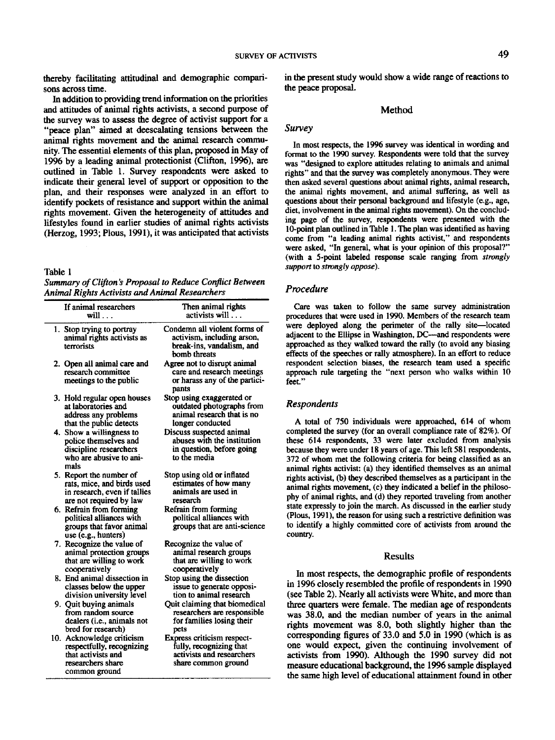thereby facilitating attitudinal and demographic comparisons across time.

In addition to providing trend information on the priorities and attitudes of animal rights activists, a second purpose of the survey was to assess the degree of activist support for a "peace plan" aimed at deescalating tensions between the animal rights movement and the animal research community. The essential elements of this plan, proposed in May of 1996 by a leading animal protectionist (Clifton, 1996), are outlined in Table 1. Survey respondents were asked to indicate their general level of support or opposition to the plan, and their responses were analyzed in an effort to identify pockets of resistance and support within the animal rights movement. Given the heterogeneity of attitudes and lifestyles found in earlier studies of animal rights activists (Herzog, 1993; Plous, 1991), it was anticipated that activists in the present study would show a wide range of reactions to the peace proposal.

Table 1

*Summary of Clifton's Proposal to Reduce Conflict Between Animal Rights Activists and Animal Researchers*

| If animal researchers will . . . | Then animal rights activists will . . . |
|---|---|
| 1. Stop trying to portray animal rights activists as terrorists | Condemn all violent forms of activism, including arson, break-ins, vandalism, and bomb threats |
| 2. Open all animal care and research committee meetings to the public | Agree not to disrupt animal care and research meetings or harass any of the participants |
| 3. Hold regular open houses at laboratories and address any problems that the public detects | Stop using exaggerated or outdated photographs from animal research that is no longer conducted |
| 4. Show a willingness to police themselves and discipline researchers who are abusive to animals | Discuss suspected animal abuses with the institution in question, before going to the media |
| 5. Report the number of rats, mice, and birds used in research, even if tallies are not required by law | Stop using old or inflated estimates of how many animals are used in research |
| 6. Refrain from forming political alliances with groups that favor animal use (e.g., hunters) | Refrain from forming political alliances with groups that are anti-science |
| 7. Recognize the value of animal protection groups that are willing to work cooperatively | Recognize the value of animal research groups that are willing to work cooperatively |
| 8. End animal dissection in classes below the upper division university level | Stop using the dissection issue to generate opposition to animal research |
| 9. Quit buying animals from random source dealers (i.e., animals not bred for research) | Quit claiming that biomedical researchers are responsible for families losing their pets |
| 10. Acknowledge criticism respectfully, recognizing that activists and researchers share common ground | Express criticism respectfully, recognizing that activists and researchers share common ground |

## Method

### Survey

In most respects, the 1996 survey was identical in wording and format to the 1990 survey. Respondents were told that the survey was "designed to explore attitudes relating to animals and animal rights" and that the survey was completely anonymous. They were then asked several questions about animal rights, animal research, the animal rights movement, and animal suffering, as well as questions about their personal background and lifestyle (e.g., age, diet, involvement in the animal rights movement). On the concluding page of the survey, respondents were presented with the 10-point plan outlined in Table 1. The plan was identified as having come from "a leading animal rights activist," and respondents were asked, "In general, what is your opinion of this proposal?" (with a 5-point labeled response scale ranging from *strongly support* to *strongly oppose*).

### Procedure

Care was taken to follow the same survey administration procedures that were used in 1990. Members of the research team were deployed along the perimeter of the rally site—located adjacent to the Ellipse in Washington, DC—and respondents were approached as they walked toward the rally (to avoid any biasing effects of the speeches or rally atmosphere). In an effort to reduce respondent selection biases, the research team used a specific approach rule targeting the "next person who walks within 10 feet."

### Respondents

A total of 750 individuals were approached, 614 of whom completed the survey (for an overall compliance rate of 82%). Of these 614 respondents, 33 were later excluded from analysis because they were under 18 years of age. This left 581 respondents, 372 of whom met the following criteria for being classified as an animal rights activist: (a) they identified themselves as an animal rights activist, (b) they described themselves as a participant in the animal rights movement, (c) they indicated a belief in the philosophy of animal rights, and (d) they reported traveling from another state expressly to join the march. As discussed in the earlier study (Plous, 1991), the reason for using such a restrictive definition was to identify a highly committed core of activists from around the country.

## Results

In most respects, the demographic profile of respondents in 1996 closely resembled the profile of respondents in 1990 (see Table 2). Nearly all activists were White, and more than three quarters were female. The median age of respondents was 38.0, and the median number of years in the animal rights movement was 8.0, both slightly higher than the corresponding figures of 33.0 and 5.0 in 1990 (which is as one would expect, given the continuing involvement of activists from 1990). Although the 1990 survey did not measure educational background, the 1996 sample displayed the same high level of educational attainment found in other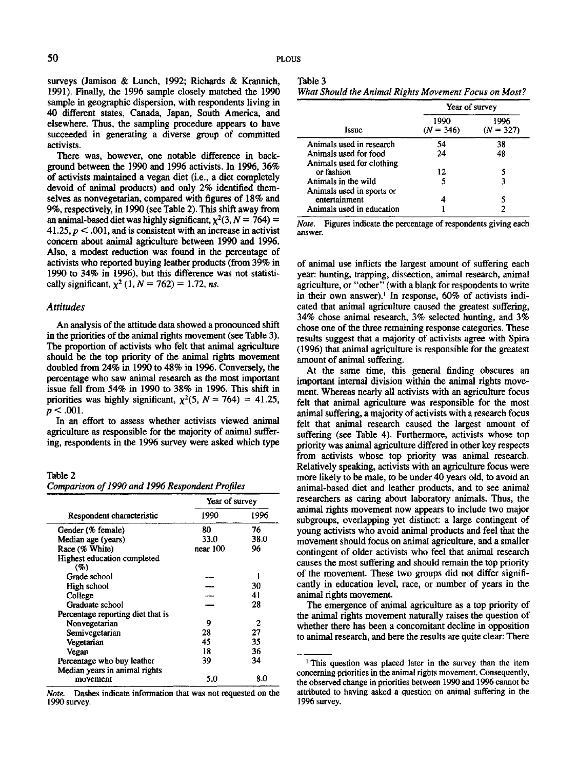surveys (Jamison & Lunch, 1992; Richards & Krannich, 1991). Finally, the 1996 sample closely matched the 1990 sample in geographic dispersion, with respondents living in 40 different states, Canada, Japan, South America, and elsewhere. Thus, the sampling procedure appears to have succeeded in generating a diverse group of committed activists.

There was, however, one notable difference in background between the 1990 and 1996 activists. In 1996, 36% of activists maintained a vegan diet (i.e., a diet completely devoid of animal products) and only 2% identified themselves as nonvegetarian, compared with figures of 18% and 9%, respectively, in 1990 (see Table 2). This shift away from an animal-based diet was highly significant, $\chi^2(3, N = 764) = 41.25, p < .001$, and is consistent with an increase in activist concern about animal agriculture between 1990 and 1996. Also, a modest reduction was found in the percentage of activists who reported buying leather products (from 39% in 1990 to 34% in 1996), but this difference was not statistically significant, $\chi^2(1, N = 762) = 1.72$, *ns*.

### Attitudes

An analysis of the attitude data showed a pronounced shift in the priorities of the animal rights movement (see Table 3). The proportion of activists who felt that animal agriculture should be the top priority of the animal rights movement doubled from 24% in 1990 to 48% in 1996. Conversely, the percentage who saw animal research as the most important issue fell from 54% in 1990 to 38% in 1996. This shift in priorities was highly significant, $\chi^2(5, N = 764) = 41.25, p < .001$.

In an effort to assess whether activists viewed animal agriculture as responsible for the majority of animal suffering, respondents in the 1996 survey were asked which type of animal use inflicts the largest amount of suffering each year: hunting, trapping, dissection, animal research, animal agriculture, or "other" (with a blank for respondents to write in their own answer).[1] In response, 60% of activists indicated that animal agriculture caused the greatest suffering, 34% chose animal research, 3% selected hunting, and 3% chose one of the three remaining response categories. These results suggest that a majority of activists agree with Spira (1996) that animal agriculture is responsible for the greatest amount of animal suffering.

At the same time, this general finding obscures an important internal division within the animal rights movement. Whereas nearly all activists with an agriculture focus felt that animal agriculture was responsible for the most animal suffering, a majority of activists with a research focus felt that animal research caused the largest amount of suffering (see Table 4). Furthermore, activists whose top priority was animal agriculture differed in other key respects from activists whose top priority was animal research. Relatively speaking, activists with an agriculture focus were more likely to be male, to be under 40 years old, to avoid an animal-based diet and leather products, and to see animal researchers as caring about laboratory animals. Thus, the animal rights movement now appears to include two major subgroups, overlapping yet distinct: a large contingent of young activists who avoid animal products and feel that the movement should focus on animal agriculture, and a smaller contingent of older activists who feel that animal research causes the most suffering and should remain the top priority of the movement. These two groups did not differ significantly in education level, race, or number of years in the animal rights movement.

The emergence of animal agriculture as a top priority of the animal rights movement naturally raises the question of whether there has been a concomitant decline in opposition to animal research, and here the results are quite clear: There

Table 2
*Comparison of 1990 and 1996 Respondent Profiles*

| Respondent characteristic | Year of survey | |
|---|---|---|
| | 1990 | 1996 |
| Gender (% female) | 80 | 76 |
| Median age (years) | 33.0 | 38.0 |
| Race (% White) | near 100 | 96 |
| Highest education completed (%) | | |
| Grade school | — | 1 |
| High school | — | 30 |
| College | — | 41 |
| Graduate school | — | 28 |
| Percentage reporting diet that is | | |
| Nonvegetarian | 9 | 2 |
| Semivegetarian | 28 | 27 |
| Vegetarian | 45 | 35 |
| Vegan | 18 | 36 |
| Percentage who buy leather | 39 | 34 |
| Median years in animal rights movement | 5.0 | 8.0 |

*Note.* Dashes indicate information that was not requested on the 1990 survey.

Table 3
*What Should the Animal Rights Movement Focus on Most?*

| Issue | Year of survey | |
|---|---|---|
| | 1990 ($N = 346$) | 1996 ($N = 327$) |
| Animals used in research | 54 | 38 |
| Animals used for food | 24 | 48 |
| Animals used for clothing or fashion | 12 | 5 |
| Animals in the wild | 5 | 3 |
| Animals used in sports or entertainment | 4 | 5 |
| Animals used in education | 1 | 2 |

*Note.* Figures indicate the percentage of respondents giving each answer.

[1] This question was placed later in the survey than the item concerning priorities in the animal rights movement. Consequently, the observed change in priorities between 1990 and 1996 cannot be attributed to having asked a question on animal suffering in the 1996 survey.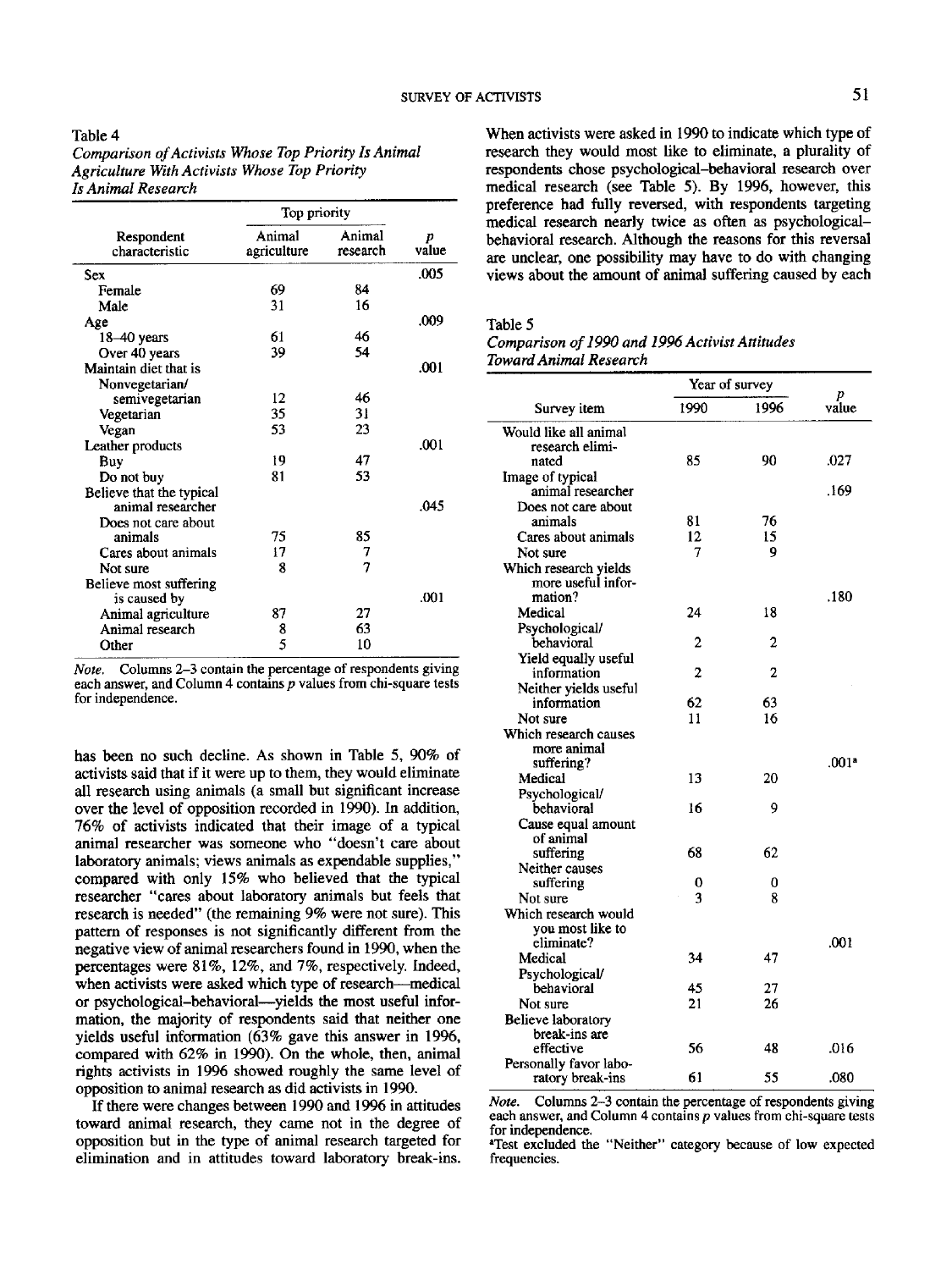Table 4

*Comparison of Activists Whose Top Priority Is Animal Agriculture With Activists Whose Top Priority Is Animal Research*

| Respondent characteristic | Top priority | | p value |
|---|---|---|---|
| | Animal agriculture | Animal research | |
| Sex | | | .005 |
| Female | 69 | 84 | |
| Male | 31 | 16 | |
| Age | | | .009 |
| 18–40 years | 61 | 46 | |
| Over 40 years | 39 | 54 | |
| Maintain diet that is | | | .001 |
| Nonvegetarian/semivegetarian | 12 | 46 | |
| Vegetarian | 35 | 31 | |
| Vegan | 53 | 23 | |
| Leather products | | | .001 |
| Buy | 19 | 47 | |
| Do not buy | 81 | 53 | |
| Believe that the typical animal researcher | | | .045 |
| Does not care about animals | 75 | 85 | |
| Cares about animals | 17 | 7 | |
| Not sure | 8 | 7 | |
| Believe most suffering is caused by | | | .001 |
| Animal agriculture | 87 | 27 | |
| Animal research | 8 | 63 | |
| Other | 5 | 10 | |

*Note.* Columns 2–3 contain the percentage of respondents giving each answer, and Column 4 contains *p* values from chi-square tests for independence.

has been no such decline. As shown in Table 5, 90% of activists said that if it were up to them, they would eliminate all research using animals (a small but significant increase over the level of opposition recorded in 1990). In addition, 76% of activists indicated that their image of a typical animal researcher was someone who "doesn't care about laboratory animals; views animals as expendable supplies," compared with only 15% who believed that the typical researcher "cares about laboratory animals but feels that research is needed" (the remaining 9% were not sure). This pattern of responses is not significantly different from the negative view of animal researchers found in 1990, when the percentages were 81%, 12%, and 7%, respectively. Indeed, when activists were asked which type of research—medical or psychological–behavioral—yields the most useful information, the majority of respondents said that neither one yields useful information (63% gave this answer in 1996, compared with 62% in 1990). On the whole, then, animal rights activists in 1996 showed roughly the same level of opposition to animal research as did activists in 1990.

If there were changes between 1990 and 1996 in attitudes toward animal research, they came not in the degree of opposition but in the type of animal research targeted for elimination and in attitudes toward laboratory break-ins. When activists were asked in 1990 to indicate which type of research they would most like to eliminate, a plurality of respondents chose psychological–behavioral research over medical research (see Table 5). By 1996, however, this preference had fully reversed, with respondents targeting medical research nearly twice as often as psychological–behavioral research. Although the reasons for this reversal are unclear, one possibility may have to do with changing views about the amount of animal suffering caused by each

Table 5

*Comparison of 1990 and 1996 Activist Attitudes Toward Animal Research*

| Survey item | Year of survey | | p value |
|---|---|---|---|
| | 1990 | 1996 | |
| Would like all animal research eliminated | 85 | 90 | .027 |
| Image of typical animal researcher | | | .169 |
| Does not care about animals | 81 | 76 | |
| Cares about animals | 12 | 15 | |
| Not sure | 7 | 9 | |
| Which research yields more useful information? | | | .180 |
| Medical | 24 | 18 | |
| Psychological/behavioral | 2 | 2 | |
| Yield equally useful information | 2 | 2 | |
| Neither yields useful information | 62 | 63 | |
| Not sure | 11 | 16 | |
| Which research causes more animal suffering? | | | .001[a] |
| Medical | 13 | 20 | |
| Psychological/behavioral | 16 | 9 | |
| Cause equal amount of animal suffering | 68 | 62 | |
| Neither causes suffering | 0 | 0 | |
| Not sure | 3 | 8 | |
| Which research would you most like to eliminate? | | | .001 |
| Medical | 34 | 47 | |
| Psychological/behavioral | 45 | 27 | |
| Not sure | 21 | 26 | |
| Believe laboratory break-ins are effective | 56 | 48 | .016 |
| Personally favor laboratory break-ins | 61 | 55 | .080 |

*Note.* Columns 2–3 contain the percentage of respondents giving each answer, and Column 4 contains *p* values from chi-square tests for independence.

[a]Test excluded the "Neither" category because of low expected frequencies.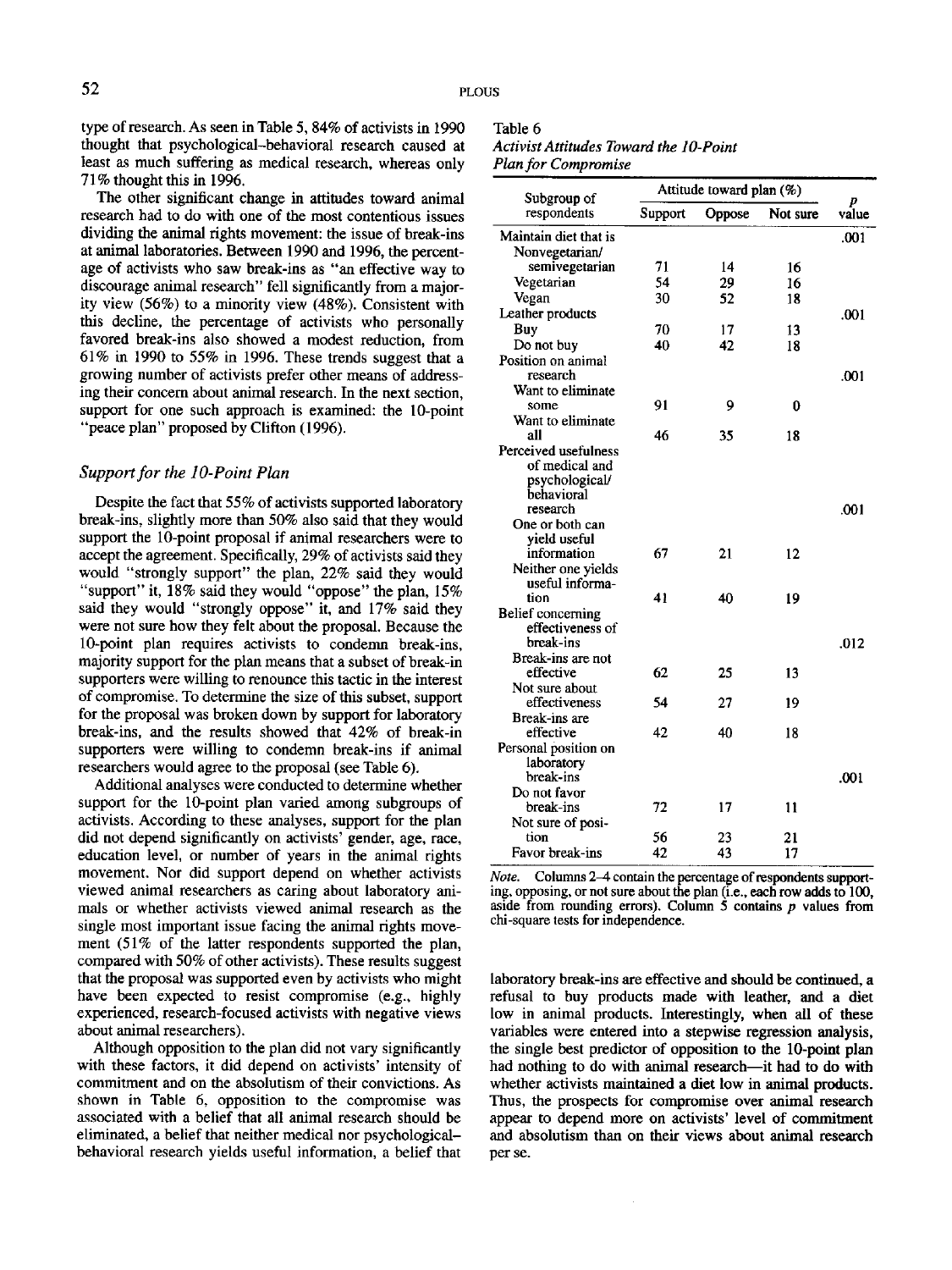type of research. As seen in Table 5, 84% of activists in 1990 thought that psychological–behavioral research caused at least as much suffering as medical research, whereas only 71% thought this in 1996.

The other significant change in attitudes toward animal research had to do with one of the most contentious issues dividing the animal rights movement: the issue of break-ins at animal laboratories. Between 1990 and 1996, the percentage of activists who saw break-ins as "an effective way to discourage animal research" fell significantly from a majority view (56%) to a minority view (48%). Consistent with this decline, the percentage of activists who personally favored break-ins also showed a modest reduction, from 61% in 1990 to 55% in 1996. These trends suggest that a growing number of activists prefer other means of addressing their concern about animal research. In the next section, support for one such approach is examined: the 10-point "peace plan" proposed by Clifton (1996).

### *Support for the 10-Point Plan*

Despite the fact that 55% of activists supported laboratory break-ins, slightly more than 50% also said that they would support the 10-point proposal if animal researchers were to accept the agreement. Specifically, 29% of activists said they would "strongly support" the plan, 22% said they would "support" it, 18% said they would "oppose" the plan, 15% said they would "strongly oppose" it, and 17% said they were not sure how they felt about the proposal. Because the 10-point plan requires activists to condemn break-ins, majority support for the plan means that a subset of break-in supporters were willing to renounce this tactic in the interest of compromise. To determine the size of this subset, support for the proposal was broken down by support for laboratory break-ins, and the results showed that 42% of break-in supporters were willing to condemn break-ins if animal researchers would agree to the proposal (see Table 6).

Additional analyses were conducted to determine whether support for the 10-point plan varied among subgroups of activists. According to these analyses, support for the plan did not depend significantly on activists' gender, age, race, education level, or number of years in the animal rights movement. Nor did support depend on whether activists viewed animal researchers as caring about laboratory animals or whether activists viewed animal research as the single most important issue facing the animal rights movement (51% of the latter respondents supported the plan, compared with 50% of other activists). These results suggest that the proposal was supported even by activists who might have been expected to resist compromise (e.g., highly experienced, research-focused activists with negative views about animal researchers).

Although opposition to the plan did not vary significantly with these factors, it did depend on activists' intensity of commitment and on the absolutism of their convictions. As shown in Table 6, opposition to the compromise was associated with a belief that all animal research should be eliminated, a belief that neither medical nor psychological–behavioral research yields useful information, a belief that laboratory break-ins are effective and should be continued, a refusal to buy products made with leather, and a diet low in animal products. Interestingly, when all of these variables were entered into a stepwise regression analysis, the single best predictor of opposition to the 10-point plan had nothing to do with animal research—it had to do with whether activists maintained a diet low in animal products. Thus, the prospects for compromise over animal research appear to depend more on activists' level of commitment and absolutism than on their views about animal research per se.

Table 6
*Activist Attitudes Toward the 10-Point Plan for Compromise*

| Subgroup of respondents | Attitude toward plan (%) | | | *p* value |
|---|---|---|---|---|
| | Support | Oppose | Not sure | |
| Maintain diet that is | | | | .001 |
| Nonvegetarian/semivegetarian | 71 | 14 | 16 | |
| Vegetarian | 54 | 29 | 16 | |
| Vegan | 30 | 52 | 18 | |
| Leather products | | | | .001 |
| Buy | 70 | 17 | 13 | |
| Do not buy | 40 | 42 | 18 | |
| Position on animal research | | | | .001 |
| Want to eliminate some | 91 | 9 | 0 | |
| Want to eliminate all | 46 | 35 | 18 | |
| Perceived usefulness of medical and psychological/behavioral research | | | | .001 |
| One or both can yield useful information | 67 | 21 | 12 | |
| Neither one yields useful information | 41 | 40 | 19 | |
| Belief concerning effectiveness of break-ins | | | | .012 |
| Break-ins are not effective | 62 | 25 | 13 | |
| Not sure about effectiveness | 54 | 27 | 19 | |
| Break-ins are effective | 42 | 40 | 18 | |
| Personal position on laboratory break-ins | | | | .001 |
| Do not favor break-ins | 72 | 17 | 11 | |
| Not sure of position | 56 | 23 | 21 | |
| Favor break-ins | 42 | 43 | 17 | |

*Note.* Columns 2–4 contain the percentage of respondents supporting, opposing, or not sure about the plan (i.e., each row adds to 100, aside from rounding errors). Column 5 contains *p* values from chi-square tests for independence.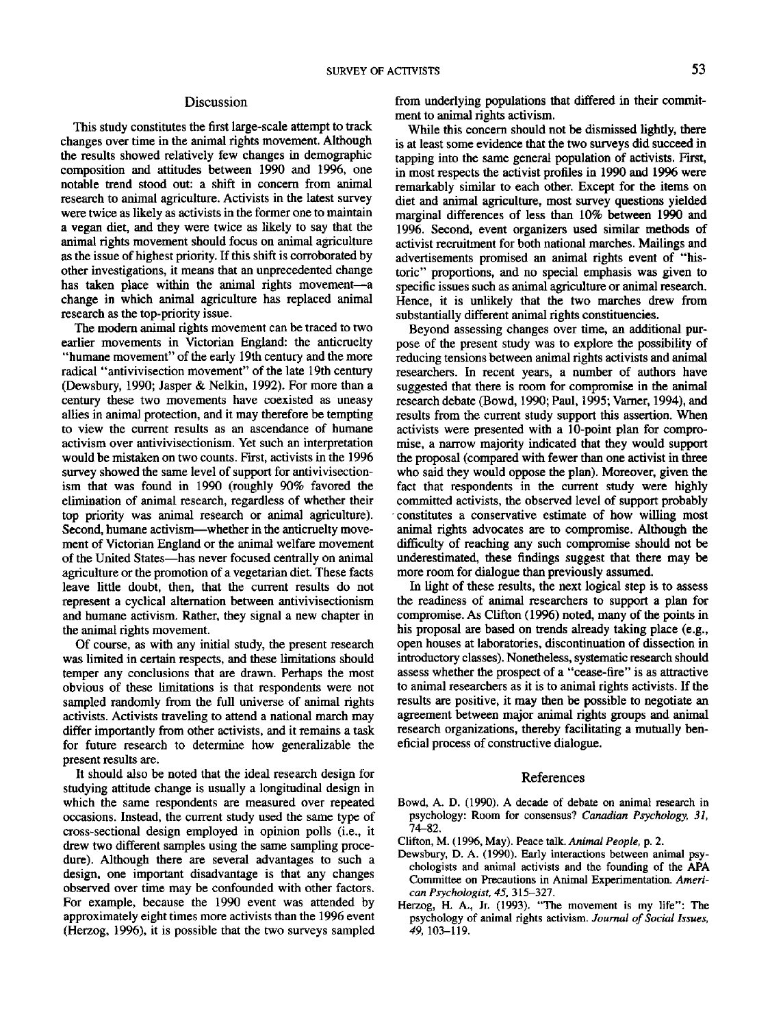## Discussion

This study constitutes the first large-scale attempt to track changes over time in the animal rights movement. Although the results showed relatively few changes in demographic composition and attitudes between 1990 and 1996, one notable trend stood out: a shift in concern from animal research to animal agriculture. Activists in the latest survey were twice as likely as activists in the former one to maintain a vegan diet, and they were twice as likely to say that the animal rights movement should focus on animal agriculture as the issue of highest priority. If this shift is corroborated by other investigations, it means that an unprecedented change has taken place within the animal rights movement—a change in which animal agriculture has replaced animal research as the top-priority issue.

The modern animal rights movement can be traced to two earlier movements in Victorian England: the anticruelty "humane movement" of the early 19th century and the more radical "antivivisection movement" of the late 19th century (Dewsbury, 1990; Jasper & Nelkin, 1992). For more than a century these two movements have coexisted as uneasy allies in animal protection, and it may therefore be tempting to view the current results as an ascendance of humane activism over antivivisectionism. Yet such an interpretation would be mistaken on two counts. First, activists in the 1996 survey showed the same level of support for antivivisectionism that was found in 1990 (roughly 90% favored the elimination of animal research, regardless of whether their top priority was animal research or animal agriculture). Second, humane activism—whether in the anticruelty movement of Victorian England or the animal welfare movement of the United States—has never focused centrally on animal agriculture or the promotion of a vegetarian diet. These facts leave little doubt, then, that the current results do not represent a cyclical alternation between antivivisectionism and humane activism. Rather, they signal a new chapter in the animal rights movement.

Of course, as with any initial study, the present research was limited in certain respects, and these limitations should temper any conclusions that are drawn. Perhaps the most obvious of these limitations is that respondents were not sampled randomly from the full universe of animal rights activists. Activists traveling to attend a national march may differ importantly from other activists, and it remains a task for future research to determine how generalizable the present results are.

It should also be noted that the ideal research design for studying attitude change is usually a longitudinal design in which the same respondents are measured over repeated occasions. Instead, the current study used the same type of cross-sectional design employed in opinion polls (i.e., it drew two different samples using the same sampling procedure). Although there are several advantages to such a design, one important disadvantage is that any changes observed over time may be confounded with other factors. For example, because the 1990 event was attended by approximately eight times more activists than the 1996 event (Herzog, 1996), it is possible that the two surveys sampled from underlying populations that differed in their commitment to animal rights activism.

While this concern should not be dismissed lightly, there is at least some evidence that the two surveys did succeed in tapping into the same general population of activists. First, in most respects the activist profiles in 1990 and 1996 were remarkably similar to each other. Except for the items on diet and animal agriculture, most survey questions yielded marginal differences of less than 10% between 1990 and 1996. Second, event organizers used similar methods of activist recruitment for both national marches. Mailings and advertisements promised an animal rights event of "historic" proportions, and no special emphasis was given to specific issues such as animal agriculture or animal research. Hence, it is unlikely that the two marches drew from substantially different animal rights constituencies.

Beyond assessing changes over time, an additional purpose of the present study was to explore the possibility of reducing tensions between animal rights activists and animal researchers. In recent years, a number of authors have suggested that there is room for compromise in the animal research debate (Bowd, 1990; Paul, 1995; Varner, 1994), and results from the current study support this assertion. When activists were presented with a 10-point plan for compromise, a narrow majority indicated that they would support the proposal (compared with fewer than one activist in three who said they would oppose the plan). Moreover, given the fact that respondents in the current study were highly committed activists, the observed level of support probably constitutes a conservative estimate of how willing most animal rights advocates are to compromise. Although the difficulty of reaching any such compromise should not be underestimated, these findings suggest that there may be more room for dialogue than previously assumed.

In light of these results, the next logical step is to assess the readiness of animal researchers to support a plan for compromise. As Clifton (1996) noted, many of the points in his proposal are based on trends already taking place (e.g., open houses at laboratories, discontinuation of dissection in introductory classes). Nonetheless, systematic research should assess whether the prospect of a "cease-fire" is as attractive to animal researchers as it is to animal rights activists. If the results are positive, it may then be possible to negotiate an agreement between major animal rights groups and animal research organizations, thereby facilitating a mutually beneficial process of constructive dialogue.

## References

Bowd, A. D. (1990). A decade of debate on animal research in psychology: Room for consensus? *Canadian Psychology, 31,* 74–82.

Clifton, M. (1996, May). Peace talk. *Animal People,* p. 2.

Dewsbury, D. A. (1990). Early interactions between animal psychologists and animal activists and the founding of the APA Committee on Precautions in Animal Experimentation. *American Psychologist, 45,* 315–327.

Herzog, H. A., Jr. (1993). "The movement is my life": The psychology of animal rights activism. *Journal of Social Issues, 49,* 103–119.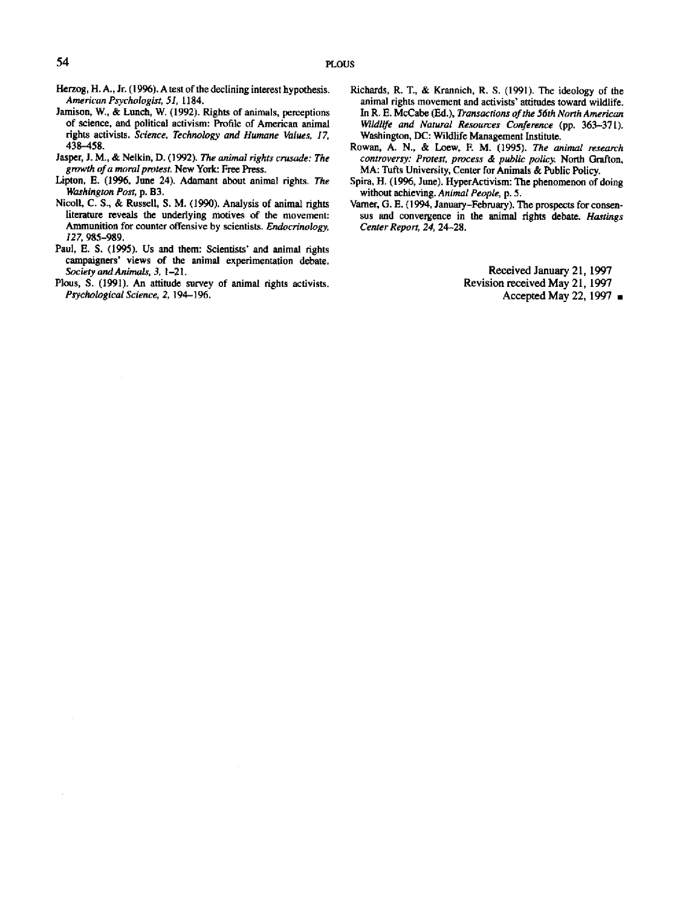Herzog, H. A., Jr. (1996). A test of the declining interest hypothesis. *American Psychologist, 51,* 1184.

Jamison, W., & Lunch, W. (1992). Rights of animals, perceptions of science, and political activism: Profile of American animal rights activists. *Science, Technology and Humane Values, 17,* 438–458.

Jasper, J. M., & Nelkin, D. (1992). *The animal rights crusade: The growth of a moral protest.* New York: Free Press.

Lipton, E. (1996, June 24). Adamant about animal rights. *The Washington Post,* p. B3.

Nicoll, C. S., & Russell, S. M. (1990). Analysis of animal rights literature reveals the underlying motives of the movement: Ammunition for counter offensive by scientists. *Endocrinology, 127,* 985–989.

Paul, E. S. (1995). Us and them: Scientists' and animal rights campaigners' views of the animal experimentation debate. *Society and Animals, 3,* 1–21.

Plous, S. (1991). An attitude survey of animal rights activists. *Psychological Science, 2,* 194–196.

Richards, R. T., & Krannich, R. S. (1991). The ideology of the animal rights movement and activists' attitudes toward wildlife. In R. E. McCabe (Ed.), *Transactions of the 56th North American Wildlife and Natural Resources Conference* (pp. 363–371). Washington, DC: Wildlife Management Institute.

Rowan, A. N., & Loew, F. M. (1995). *The animal research controversy: Protest, process & public policy.* North Grafton, MA: Tufts University, Center for Animals & Public Policy.

Spira, H. (1996, June). HyperActivism: The phenomenon of doing without achieving. *Animal People,* p. 5.

Varner, G. E. (1994, January–February). The prospects for consensus and convergence in the animal rights debate. *Hastings Center Report, 24,* 24–28.

Received January 21, 1997
Revision received May 21, 1997
Accepted May 22, 1997 ■